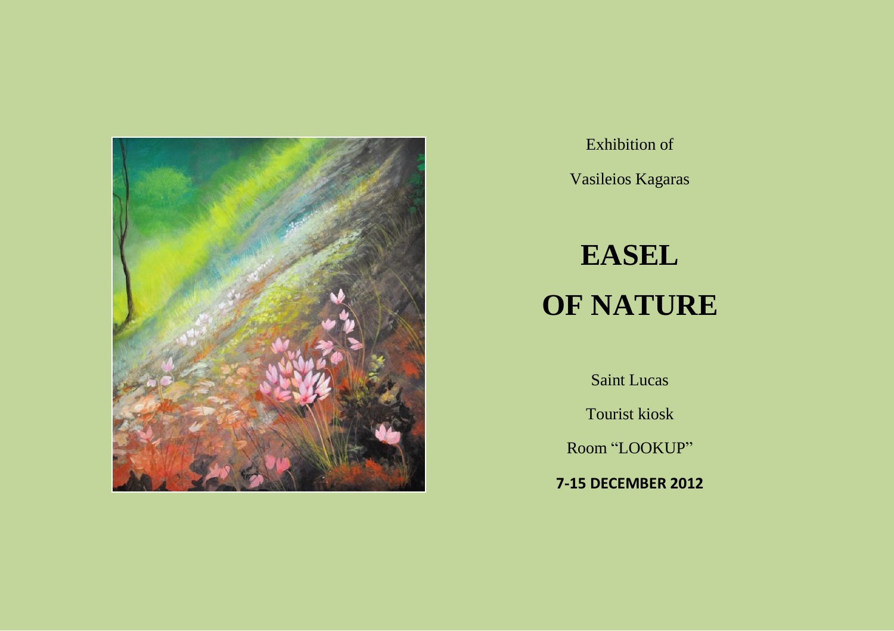Exhibition of

Vasileios Kagaras

# EASEL OF NATURE

Saint Lucas

Tourist kiosk

Room “LOOKUP”

**7-15 DECEMBER 2012**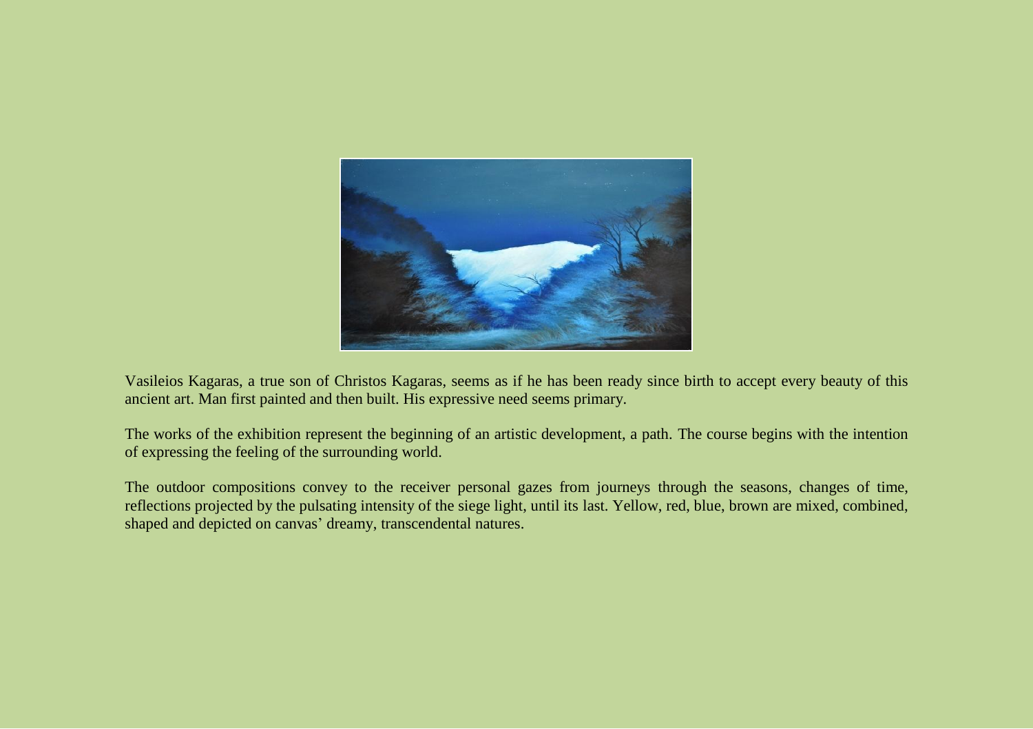Vasileios Kagaras, a true son of Christos Kagaras, seems as if he has been ready since birth to accept every beauty of this ancient art. Man first painted and then built. His expressive need seems primary.

The works of the exhibition represent the beginning of an artistic development, a path. The course begins with the intention of expressing the feeling of the surrounding world.

The outdoor compositions convey to the receiver personal gazes from journeys through the seasons, changes of time, reflections projected by the pulsating intensity of the siege light, until its last. Yellow, red, blue, brown are mixed, combined, shaped and depicted on canvas' dreamy, transcendental natures.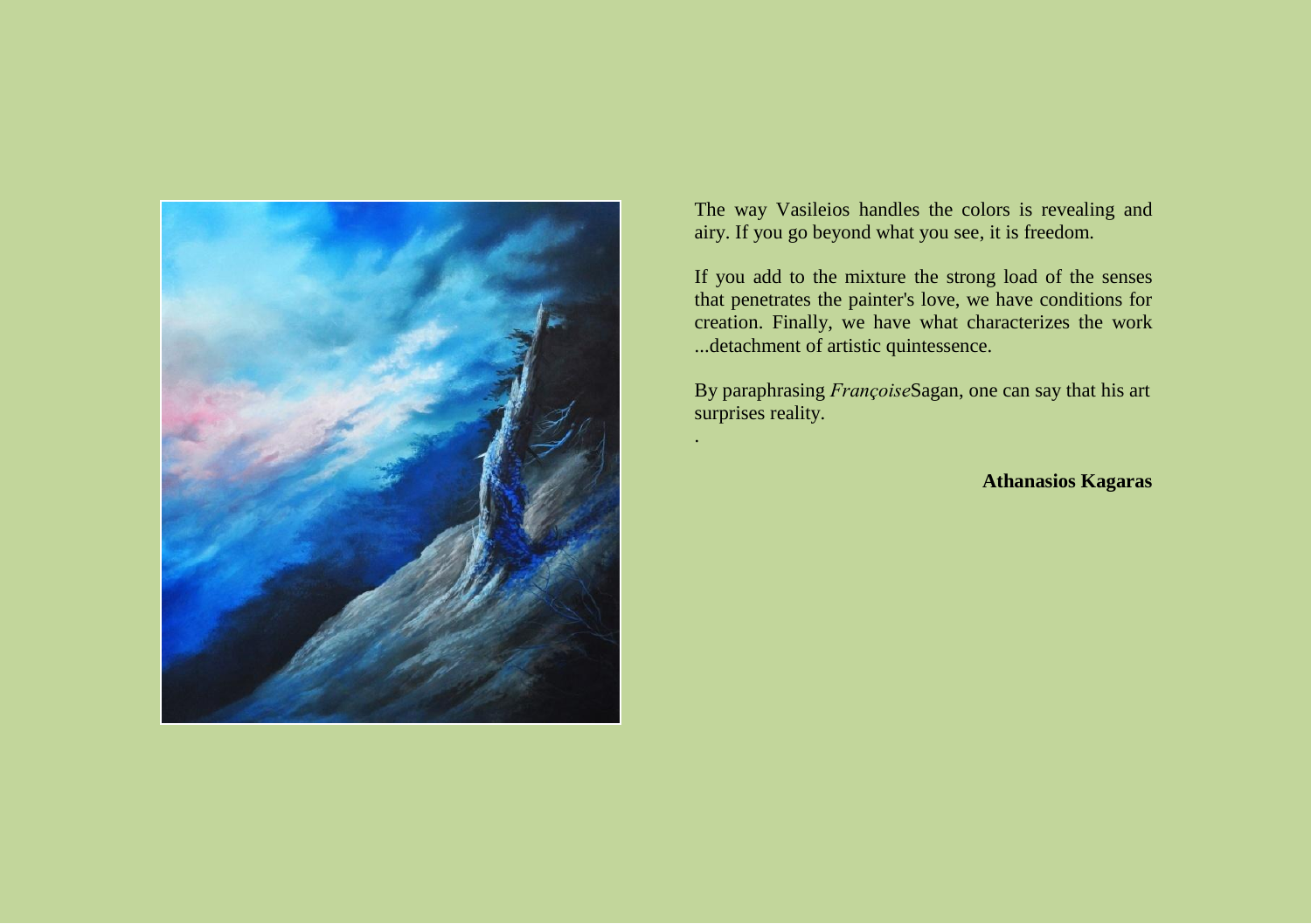The way Vasileios handles the colors is revealing and airy. If you go beyond what you see, it is freedom.

If you add to the mixture the strong load of the senses that penetrates the painter's love, we have conditions for creation. Finally, we have what characterizes the work ...detachment of artistic quintessence.

By paraphrasing *Françoise*Sagan, one can say that his art surprises reality.

.

**Athanasios Kagaras**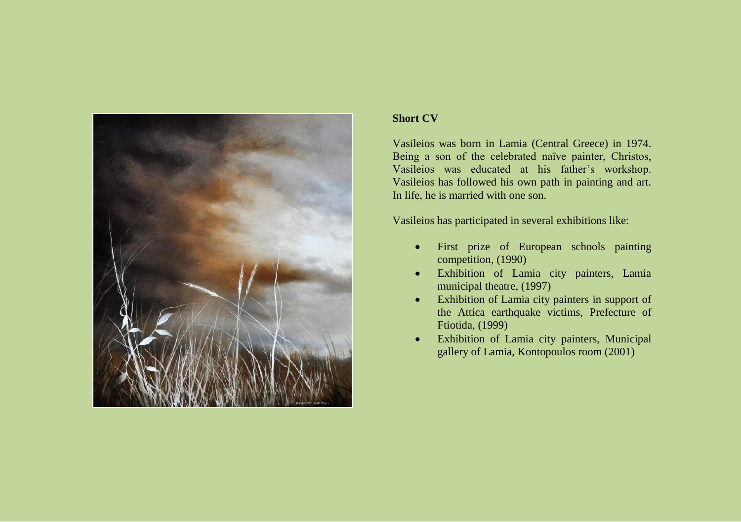**Short CV**

Vasileios was born in Lamia (Central Greece) in 1974. Being a son of the celebrated naïve painter, Christos, Vasileios was educated at his father's workshop. Vasileios has followed his own path in painting and art. In life, he is married with one son.

Vasileios has participated in several exhibitions like:

- First prize of European schools painting competition, (1990)
- Exhibition of Lamia city painters, Lamia municipal theatre, (1997)
- Exhibition of Lamia city painters in support of the Attica earthquake victims, Prefecture of Ftiotida, (1999)
- Exhibition of Lamia city painters, Municipal gallery of Lamia, Kontopoulos room (2001)